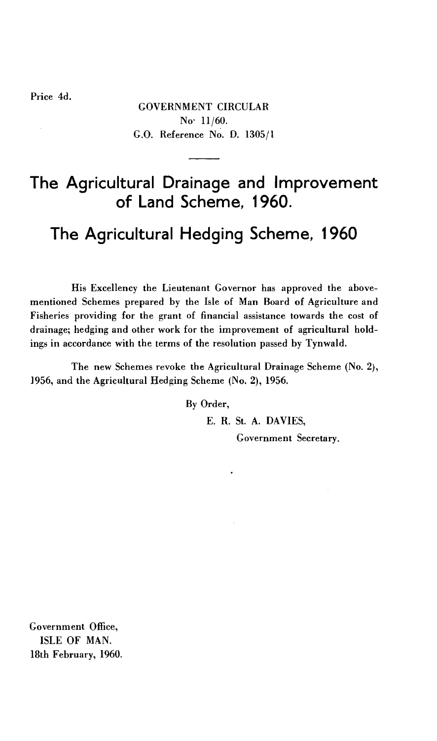Price 4d.

GOVERNMENT CIRCULAR
No· 11/60.
G.O. Reference No. D. 1305/1

# The Agricultural Drainage and Improvement of Land Scheme, 1960.

# The Agricultural Hedging Scheme, 1960

His Excellency the Lieutenant Governor has approved the above-mentioned Schemes prepared by the Isle of Man Board of Agriculture and Fisheries providing for the grant of financial assistance towards the cost of drainage; hedging and other work for the improvement of agricultural holdings in accordance with the terms of the resolution passed by Tynwald.

The new Schemes revoke the Agricultural Drainage Scheme (No. 2), 1956, and the Agricultural Hedging Scheme (No. 2), 1956.

By Order,

E. R. St. A. DAVIES,

Government Secretary.

Government Office,
ISLE OF MAN.
18th February, 1960.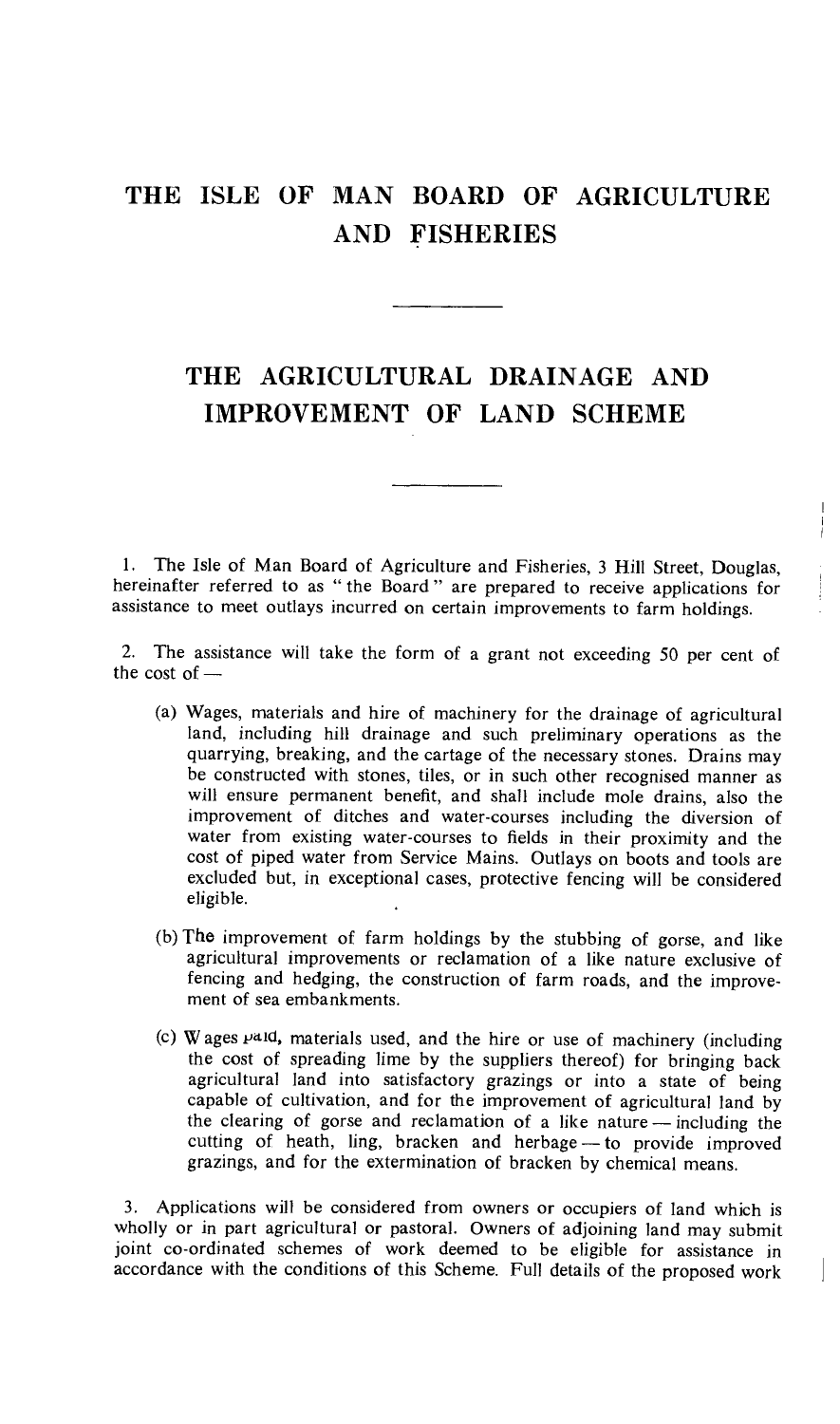# THE ISLE OF MAN BOARD OF AGRICULTURE AND FISHERIES

## THE AGRICULTURAL DRAINAGE AND IMPROVEMENT OF LAND SCHEME

1. The Isle of Man Board of Agriculture and Fisheries, 3 Hill Street, Douglas, hereinafter referred to as "the Board" are prepared to receive applications for assistance to meet outlays incurred on certain improvements to farm holdings.

2. The assistance will take the form of a grant not exceeding 50 per cent of the cost of —

   (a) Wages, materials and hire of machinery for the drainage of agricultural land, including hill drainage and such preliminary operations as the quarrying, breaking, and the cartage of the necessary stones. Drains may be constructed with stones, tiles, or in such other recognised manner as will ensure permanent benefit, and shall include mole drains, also the improvement of ditches and water-courses including the diversion of water from existing water-courses to fields in their proximity and the cost of piped water from Service Mains. Outlays on boots and tools are excluded but, in exceptional cases, protective fencing will be considered eligible.

   (b) The improvement of farm holdings by the stubbing of gorse, and like agricultural improvements or reclamation of a like nature exclusive of fencing and hedging, the construction of farm roads, and the improvement of sea embankments.

   (c) Wages paid, materials used, and the hire or use of machinery (including the cost of spreading lime by the suppliers thereof) for bringing back agricultural land into satisfactory grazings or into a state of being capable of cultivation, and for the improvement of agricultural land by the clearing of gorse and reclamation of a like nature — including the cutting of heath, ling, bracken and herbage — to provide improved grazings, and for the extermination of bracken by chemical means.

3. Applications will be considered from owners or occupiers of land which is wholly or in part agricultural or pastoral. Owners of adjoining land may submit joint co-ordinated schemes of work deemed to be eligible for assistance in accordance with the conditions of this Scheme. Full details of the proposed work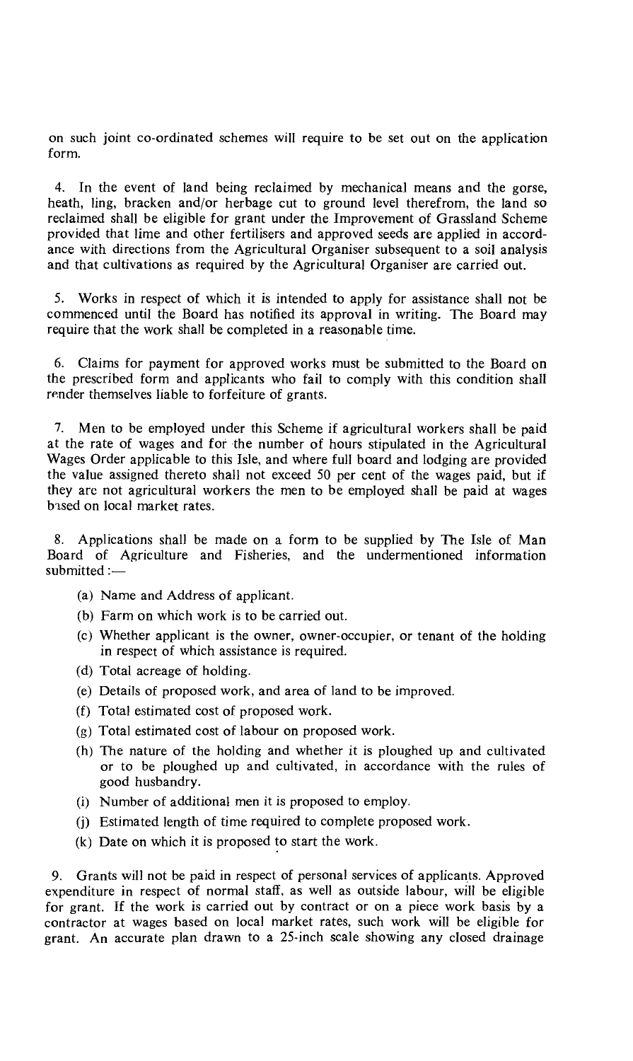on such joint co-ordinated schemes will require to be set out on the application form.

4. In the event of land being reclaimed by mechanical means and the gorse, heath, ling, bracken and/or herbage cut to ground level therefrom, the land so reclaimed shall be eligible for grant under the Improvement of Grassland Scheme provided that lime and other fertilisers and approved seeds are applied in accordance with directions from the Agricultural Organiser subsequent to a soil analysis and that cultivations as required by the Agricultural Organiser are carried out.

5. Works in respect of which it is intended to apply for assistance shall not be commenced until the Board has notified its approval in writing. The Board may require that the work shall be completed in a reasonable time.

6. Claims for payment for approved works must be submitted to the Board on the prescribed form and applicants who fail to comply with this condition shall render themselves liable to forfeiture of grants.

7. Men to be employed under this Scheme if agricultural workers shall be paid at the rate of wages and for the number of hours stipulated in the Agricultural Wages Order applicable to this Isle, and where full board and lodging are provided the value assigned thereto shall not exceed 50 per cent of the wages paid, but if they are not agricultural workers the men to be employed shall be paid at wages based on local market rates.

8. Applications shall be made on a form to be supplied by The Isle of Man Board of Agriculture and Fisheries, and the undermentioned information submitted :—

- (a) Name and Address of applicant.
- (b) Farm on which work is to be carried out.
- (c) Whether applicant is the owner, owner-occupier, or tenant of the holding in respect of which assistance is required.
- (d) Total acreage of holding.
- (e) Details of proposed work, and area of land to be improved.
- (f) Total estimated cost of proposed work.
- (g) Total estimated cost of labour on proposed work.
- (h) The nature of the holding and whether it is ploughed up and cultivated or to be ploughed up and cultivated, in accordance with the rules of good husbandry.
- (i) Number of additional men it is proposed to employ.
- (j) Estimated length of time required to complete proposed work.
- (k) Date on which it is proposed to start the work.

9. Grants will not be paid in respect of personal services of applicants. Approved expenditure in respect of normal staff, as well as outside labour, will be eligible for grant. If the work is carried out by contract or on a piece work basis by a contractor at wages based on local market rates, such work will be eligible for grant. An accurate plan drawn to a 25-inch scale showing any closed drainage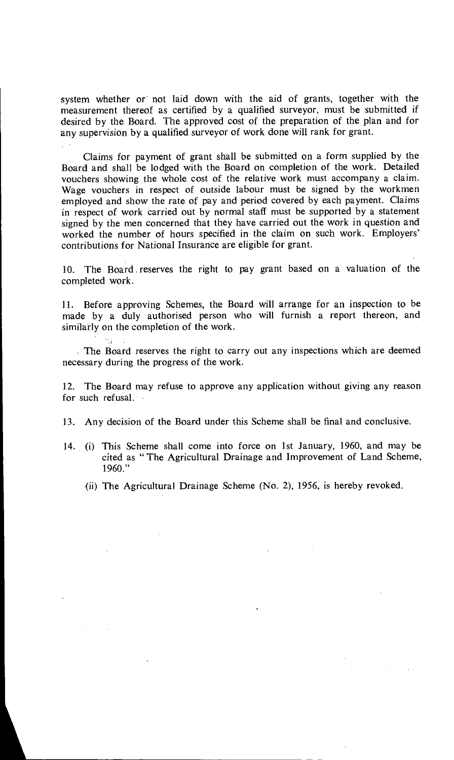system whether or not laid down with the aid of grants, together with the measurement thereof as certified by a qualified surveyor, must be submitted if desired by the Board. The approved cost of the preparation of the plan and for any supervision by a qualified surveyor of work done will rank for grant.

Claims for payment of grant shall be submitted on a form supplied by the Board and shall be lodged with the Board on completion of the work. Detailed vouchers showing the whole cost of the relative work must accompany a claim. Wage vouchers in respect of outside labour must be signed by the workmen employed and show the rate of pay and period covered by each payment. Claims in respect of work carried out by normal staff must be supported by a statement signed by the men concerned that they have carried out the work in question and worked the number of hours specified in the claim on such work. Employers' contributions for National Insurance are eligible for grant.

10. The Board reserves the right to pay grant based on a valuation of the completed work.

11. Before approving Schemes, the Board will arrange for an inspection to be made by a duly authorised person who will furnish a report thereon, and similarly on the completion of the work.

The Board reserves the right to carry out any inspections which are deemed necessary during the progress of the work.

12. The Board may refuse to approve any application without giving any reason for such refusal.

13. Any decision of the Board under this Scheme shall be final and conclusive.

14. (i) This Scheme shall come into force on 1st January, 1960, and may be cited as "The Agricultural Drainage and Improvement of Land Scheme, 1960."

(ii) The Agricultural Drainage Scheme (No. 2), 1956, is hereby revoked.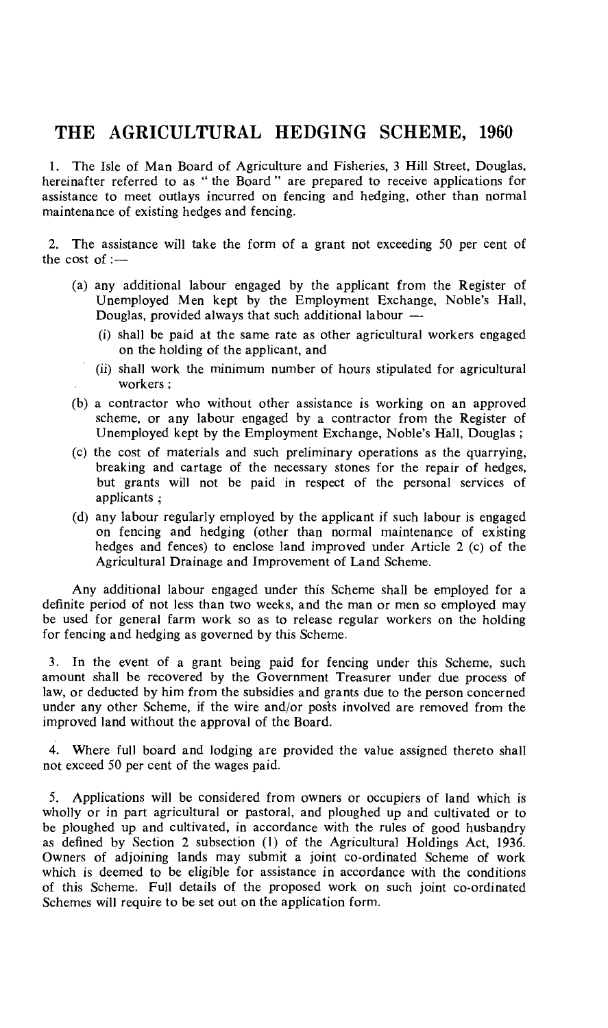# THE AGRICULTURAL HEDGING SCHEME, 1960

1. The Isle of Man Board of Agriculture and Fisheries, 3 Hill Street, Douglas, hereinafter referred to as "the Board" are prepared to receive applications for assistance to meet outlays incurred on fencing and hedging, other than normal maintenance of existing hedges and fencing.

2. The assistance will take the form of a grant not exceeding 50 per cent of the cost of :—

   (a) any additional labour engaged by the applicant from the Register of Unemployed Men kept by the Employment Exchange, Noble's Hall, Douglas, provided always that such additional labour —

      (i) shall be paid at the same rate as other agricultural workers engaged on the holding of the applicant, and

      (ii) shall work the minimum number of hours stipulated for agricultural workers ;

   (b) a contractor who without other assistance is working on an approved scheme, or any labour engaged by a contractor from the Register of Unemployed kept by the Employment Exchange, Noble's Hall, Douglas ;

   (c) the cost of materials and such preliminary operations as the quarrying, breaking and cartage of the necessary stones for the repair of hedges, but grants will not be paid in respect of the personal services of applicants ;

   (d) any labour regularly employed by the applicant if such labour is engaged on fencing and hedging (other than normal maintenance of existing hedges and fences) to enclose land improved under Article 2 (c) of the Agricultural Drainage and Improvement of Land Scheme.

Any additional labour engaged under this Scheme shall be employed for a definite period of not less than two weeks, and the man or men so employed may be used for general farm work so as to release regular workers on the holding for fencing and hedging as governed by this Scheme.

3. In the event of a grant being paid for fencing under this Scheme, such amount shall be recovered by the Government Treasurer under due process of law, or deducted by him from the subsidies and grants due to the person concerned under any other Scheme, if the wire and/or posts involved are removed from the improved land without the approval of the Board.

4. Where full board and lodging are provided the value assigned thereto shall not exceed 50 per cent of the wages paid.

5. Applications will be considered from owners or occupiers of land which is wholly or in part agricultural or pastoral, and ploughed up and cultivated or to be ploughed up and cultivated, in accordance with the rules of good husbandry as defined by Section 2 subsection (1) of the Agricultural Holdings Act, 1936. Owners of adjoining lands may submit a joint co-ordinated Scheme of work which is deemed to be eligible for assistance in accordance with the conditions of this Scheme. Full details of the proposed work on such joint co-ordinated Schemes will require to be set out on the application form.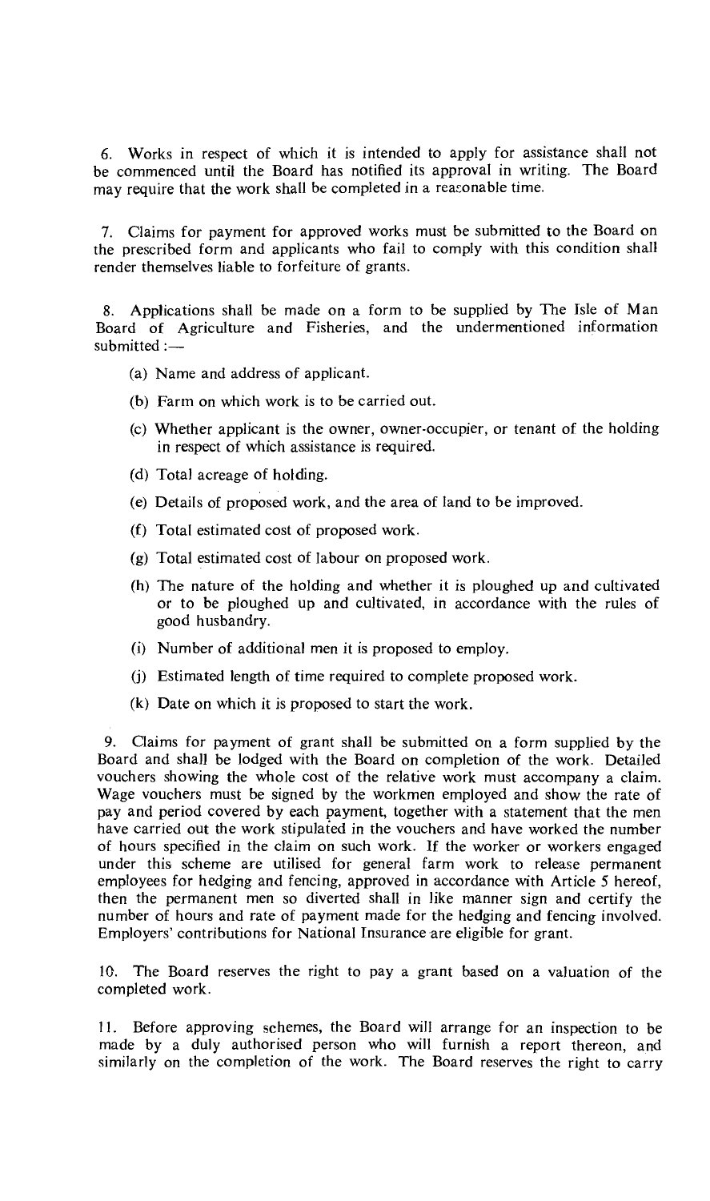6. Works in respect of which it is intended to apply for assistance shall not be commenced until the Board has notified its approval in writing. The Board may require that the work shall be completed in a reasonable time.

7. Claims for payment for approved works must be submitted to the Board on the prescribed form and applicants who fail to comply with this condition shall render themselves liable to forfeiture of grants.

8. Applications shall be made on a form to be supplied by The Isle of Man Board of Agriculture and Fisheries, and the undermentioned information submitted :—

- (a) Name and address of applicant.
- (b) Farm on which work is to be carried out.
- (c) Whether applicant is the owner, owner-occupier, or tenant of the holding in respect of which assistance is required.
- (d) Total acreage of holding.
- (e) Details of proposed work, and the area of land to be improved.
- (f) Total estimated cost of proposed work.
- (g) Total estimated cost of labour on proposed work.
- (h) The nature of the holding and whether it is ploughed up and cultivated or to be ploughed up and cultivated, in accordance with the rules of good husbandry.
- (i) Number of additional men it is proposed to employ.
- (j) Estimated length of time required to complete proposed work.
- (k) Date on which it is proposed to start the work.

9. Claims for payment of grant shall be submitted on a form supplied by the Board and shall be lodged with the Board on completion of the work. Detailed vouchers showing the whole cost of the relative work must accompany a claim. Wage vouchers must be signed by the workmen employed and show the rate of pay and period covered by each payment, together with a statement that the men have carried out the work stipulated in the vouchers and have worked the number of hours specified in the claim on such work. If the worker or workers engaged under this scheme are utilised for general farm work to release permanent employees for hedging and fencing, approved in accordance with Article 5 hereof, then the permanent men so diverted shall in like manner sign and certify the number of hours and rate of payment made for the hedging and fencing involved. Employers' contributions for National Insurance are eligible for grant.

10. The Board reserves the right to pay a grant based on a valuation of the completed work.

11. Before approving schemes, the Board will arrange for an inspection to be made by a duly authorised person who will furnish a report thereon, and similarly on the completion of the work. The Board reserves the right to carry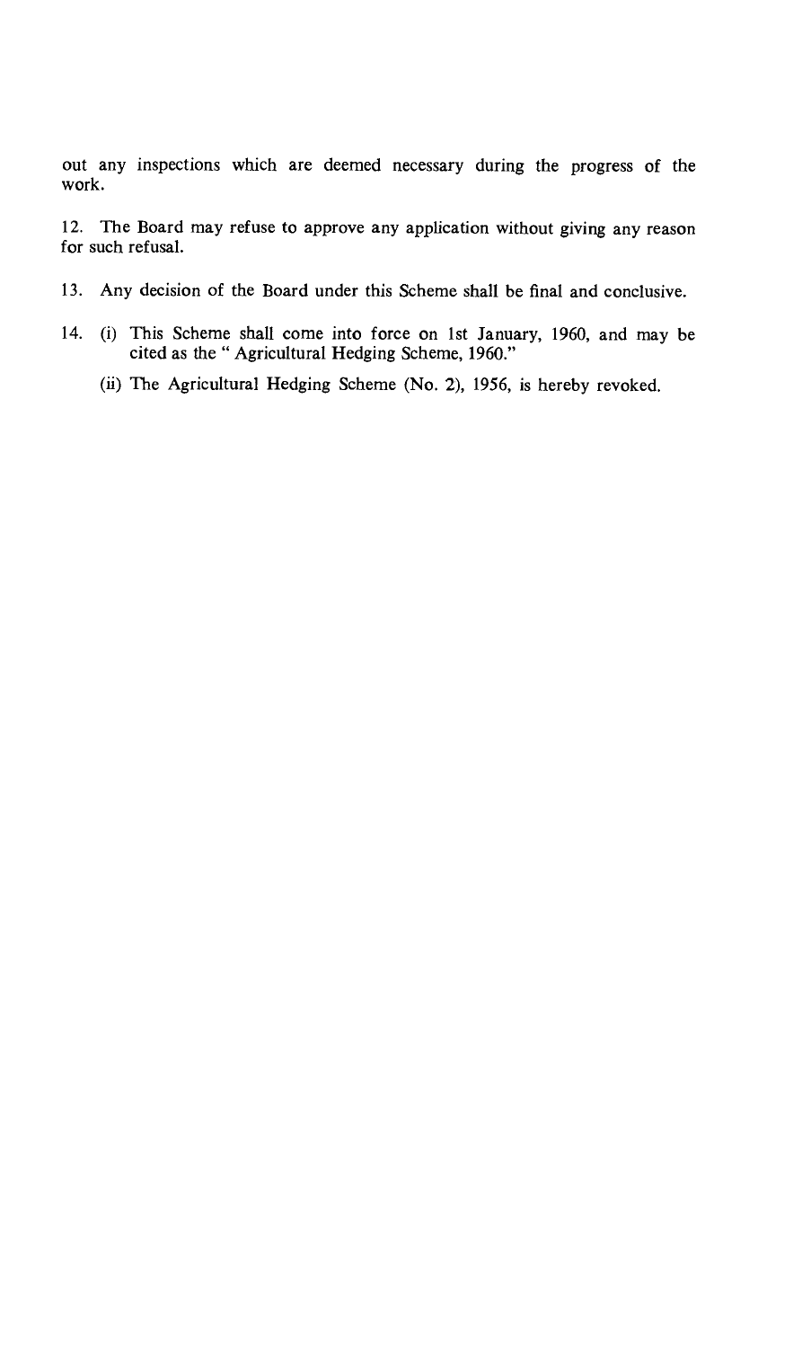out any inspections which are deemed necessary during the progress of the work.

12. The Board may refuse to approve any application without giving any reason for such refusal.

13. Any decision of the Board under this Scheme shall be final and conclusive.

14. (i) This Scheme shall come into force on 1st January, 1960, and may be cited as the " Agricultural Hedging Scheme, 1960."

(ii) The Agricultural Hedging Scheme (No. 2), 1956, is hereby revoked.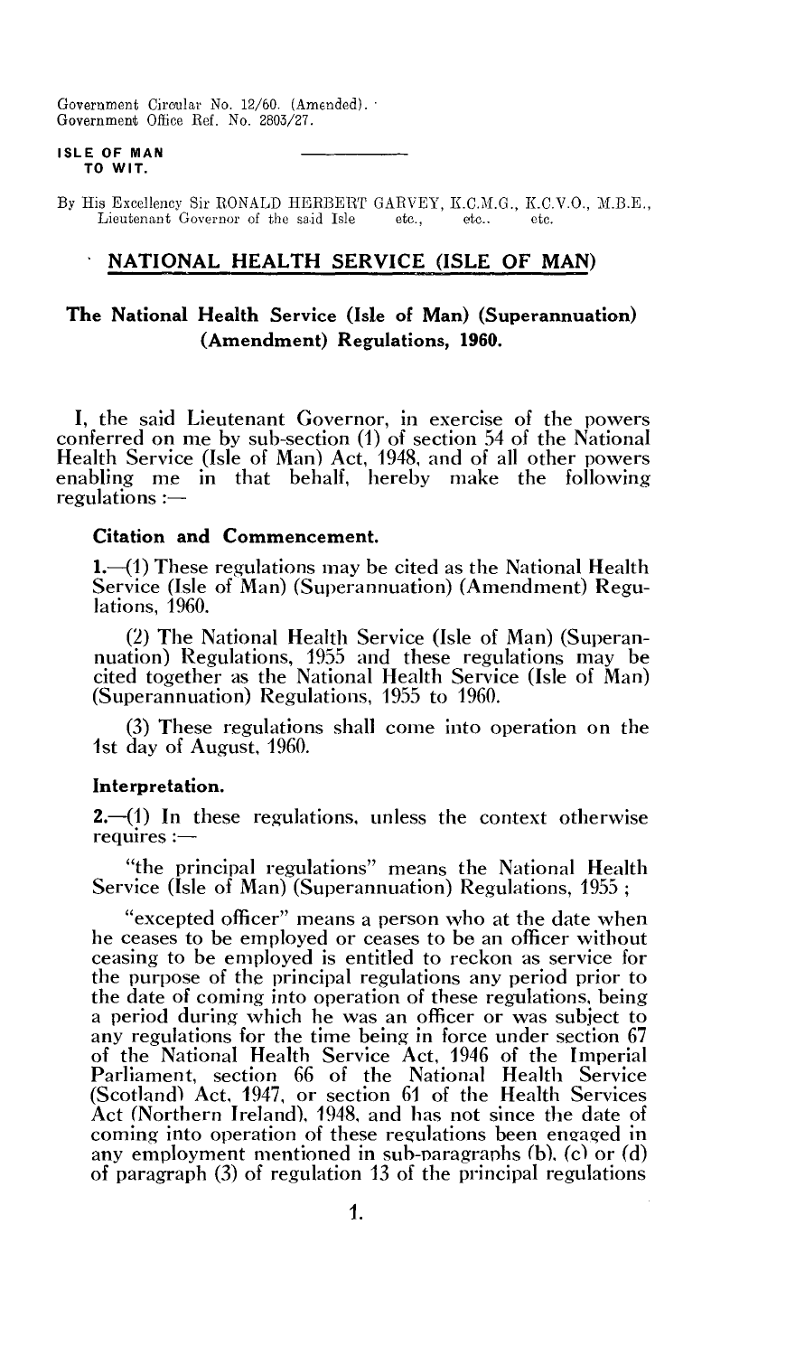Government Circular No. 12/60. (Amended).
Government Office Ref. No. 2803/27.

**ISLE OF MAN**
**TO WIT.**

By His Excellency Sir RONALD HERBERT GARVEY, K.C.M.G., K.C.V.O., M.B.E., Lieutenant Governor of the said Isle etc., etc.. etc.

## NATIONAL HEALTH SERVICE (ISLE OF MAN)

### The National Health Service (Isle of Man) (Superannuation) (Amendment) Regulations, 1960.

I, the said Lieutenant Governor, in exercise of the powers conferred on me by sub-section (1) of section 54 of the National Health Service (Isle of Man) Act, 1948, and of all other powers enabling me in that behalf, hereby make the following regulations :—

#### Citation and Commencement.

**1.**—(1) These regulations may be cited as the National Health Service (Isle of Man) (Superannuation) (Amendment) Regulations, 1960.

(2) The National Health Service (Isle of Man) (Superannuation) Regulations, 1955 and these regulations may be cited together as the National Health Service (Isle of Man) (Superannuation) Regulations, 1955 to 1960.

(3) These regulations shall come into operation on the 1st day of August, 1960.

#### Interpretation.

**2.**—(1) In these regulations, unless the context otherwise requires :—

"the principal regulations" means the National Health Service (Isle of Man) (Superannuation) Regulations, 1955 ;

"excepted officer" means a person who at the date when he ceases to be employed or ceases to be an officer without ceasing to be employed is entitled to reckon as service for the purpose of the principal regulations any period prior to the date of coming into operation of these regulations, being a period during which he was an officer or was subject to any regulations for the time being in force under section 67 of the National Health Service Act, 1946 of the Imperial Parliament, section 66 of the National Health Service (Scotland) Act, 1947, or section 61 of the Health Services Act (Northern Ireland), 1948, and has not since the date of coming into operation of these regulations been engaged in any employment mentioned in sub-paragraphs (b), (c) or (d) of paragraph (3) of regulation 13 of the principal regulations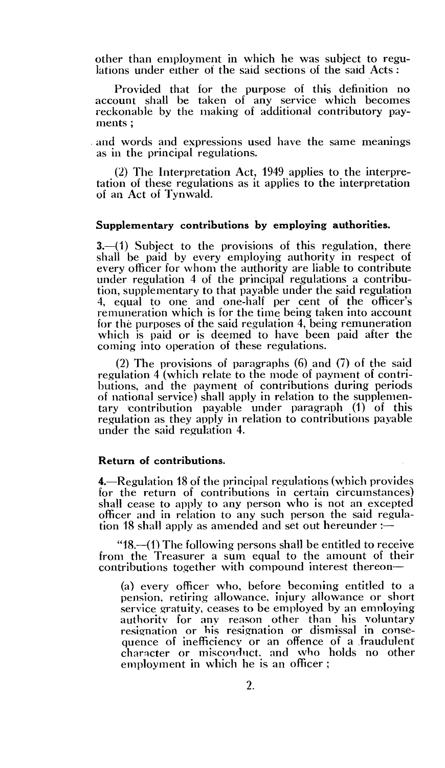other than employment in which he was subject to regulations under either of the said sections of the said Acts:

Provided that for the purpose of this definition no account shall be taken of any service which becomes reckonable by the making of additional contributory payments;

and words and expressions used have the same meanings as in the principal regulations.

(2) The Interpretation Act, 1949 applies to the interpretation of these regulations as it applies to the interpretation of an Act of Tynwald.

**Supplementary contributions by employing authorities.**

**3.**—(1) Subject to the provisions of this regulation, there shall be paid by every employing authority in respect of every officer for whom the authority are liable to contribute under regulation 4 of the principal regulations a contribution, supplementary to that payable under the said regulation 4, equal to one and one-half per cent of the officer's remuneration which is for the time being taken into account for the purposes of the said regulation 4, being remuneration which is paid or is deemed to have been paid after the coming into operation of these regulations.

(2) The provisions of paragraphs (6) and (7) of the said regulation 4 (which relate to the mode of payment of contributions, and the payment of contributions during periods of national service) shall apply in relation to the supplementary contribution payable under paragraph (1) of this regulation as they apply in relation to contributions payable under the said regulation 4.

**Return of contributions.**

**4.**—Regulation 18 of the principal regulations (which provides for the return of contributions in certain circumstances) shall cease to apply to any person who is not an excepted officer and in relation to any such person the said regulation 18 shall apply as amended and set out hereunder :—

"18.—(1) The following persons shall be entitled to receive from the Treasurer a sum equal to the amount of their contributions together with compound interest thereon—

(a) every officer who, before becoming entitled to a pension, retiring allowance, injury allowance or short service gratuity, ceases to be employed by an employing authority for any reason other than his voluntary resignation or his resignation or dismissal in consequence of inefficiency or an offence of a fraudulent character or misconduct, and who holds no other employment in which he is an officer;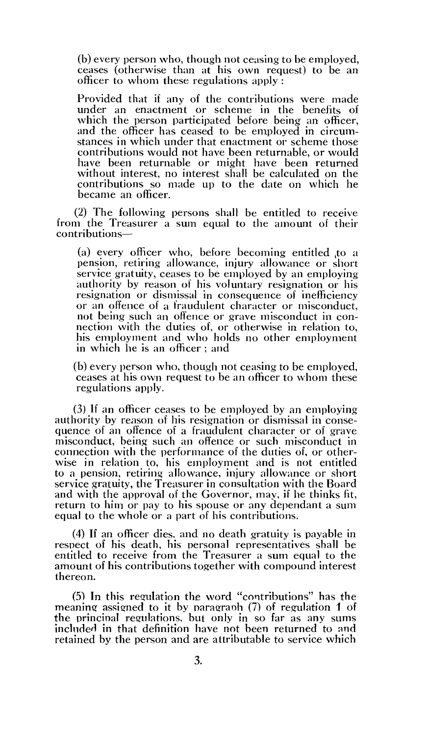(b) every person who, though not ceasing to be employed, ceases (otherwise than at his own request) to be an officer to whom these regulations apply :

Provided that if any of the contributions were made under an enactment or scheme in the benefits of which the person participated before being an officer, and the officer has ceased to be employed in circumstances in which under that enactment or scheme those contributions would not have been returnable, or would have been returnable or might have been returned without interest, no interest shall be calculated on the contributions so made up to the date on which he became an officer.

(2) The following persons shall be entitled to receive from the Treasurer a sum equal to the amount of their contributions—

(a) every officer who, before becoming entitled to a pension, retiring allowance, injury allowance or short service gratuity, ceases to be employed by an employing authority by reason of his voluntary resignation or his resignation or dismissal in consequence of inefficiency or an offence of a fraudulent character or misconduct, not being such an offence or grave misconduct in connection with the duties of, or otherwise in relation to, his employment and who holds no other employment in which he is an officer ; and

(b) every person who, though not ceasing to be employed, ceases at his own request to be an officer to whom these regulations apply.

(3) If an officer ceases to be employed by an employing authority by reason of his resignation or dismissal in consequence of an offence of a fraudulent character or of grave misconduct, being such an offence or such misconduct in connection with the performance of the duties of, or otherwise in relation to, his employment and is not entitled to a pension, retiring allowance, injury allowance or short service gratuity, the Treasurer in consultation with the Board and with the approval of the Governor, may, if he thinks fit, return to him or pay to his spouse or any dependant a sum equal to the whole or a part of his contributions.

(4) If an officer dies, and no death gratuity is payable in respect of his death, his personal representatives shall be entitled to receive from the Treasurer a sum equal to the amount of his contributions together with compound interest thereon.

(5) In this regulation the word "contributions" has the meaning assigned to it by paragraph (7) of regulation 1 of the principal regulations, but only in so far as any sums included in that definition have not been returned to and retained by the person and are attributable to service which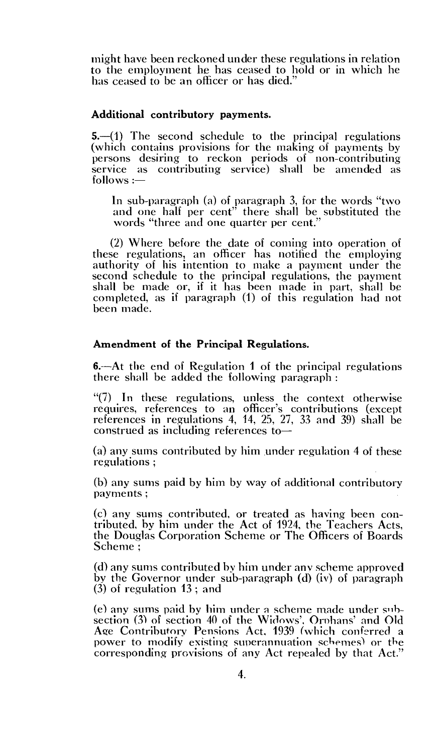might have been reckoned under these regulations in relation to the employment he has ceased to hold or in which he has ceased to be an officer or has died."

**Additional contributory payments.**

**5.**—(1) The second schedule to the principal regulations (which contains provisions for the making of payments by persons desiring to reckon periods of non-contributing service as contributing service) shall be amended as follows :—

In sub-paragraph (a) of paragraph 3, for the words "two and one half per cent" there shall be substituted the words "three and one quarter per cent."

(2) Where before the date of coming into operation of these regulations, an officer has notified the employing authority of his intention to make a payment under the second schedule to the principal regulations, the payment shall be made or, if it has been made in part, shall be completed, as if paragraph (1) of this regulation had not been made.

**Amendment of the Principal Regulations.**

**6.**—At the end of Regulation 1 of the principal regulations there shall be added the following paragraph :

"(7) In these regulations, unless the context otherwise requires, references to an officer's contributions (except references in regulations 4, 14, 25, 27, 33 and 39) shall be construed as including references to—

(a) any sums contributed by him under regulation 4 of these regulations ;

(b) any sums paid by him by way of additional contributory payments ;

(c) any sums contributed, or treated as having been contributed, by him under the Act of 1924, the Teachers Acts, the Douglas Corporation Scheme or The Officers of Boards Scheme ;

(d) any sums contributed by him under any scheme approved by the Governor under sub-paragraph (d) (iv) of paragraph (3) of regulation 13 ; and

(e) any sums paid by him under a scheme made under sub-section (3) of section 40 of the Widows', Orphans' and Old Age Contributory Pensions Act, 1939 (which conferred a power to modify existing superannuation schemes) or the corresponding provisions of any Act repealed by that Act."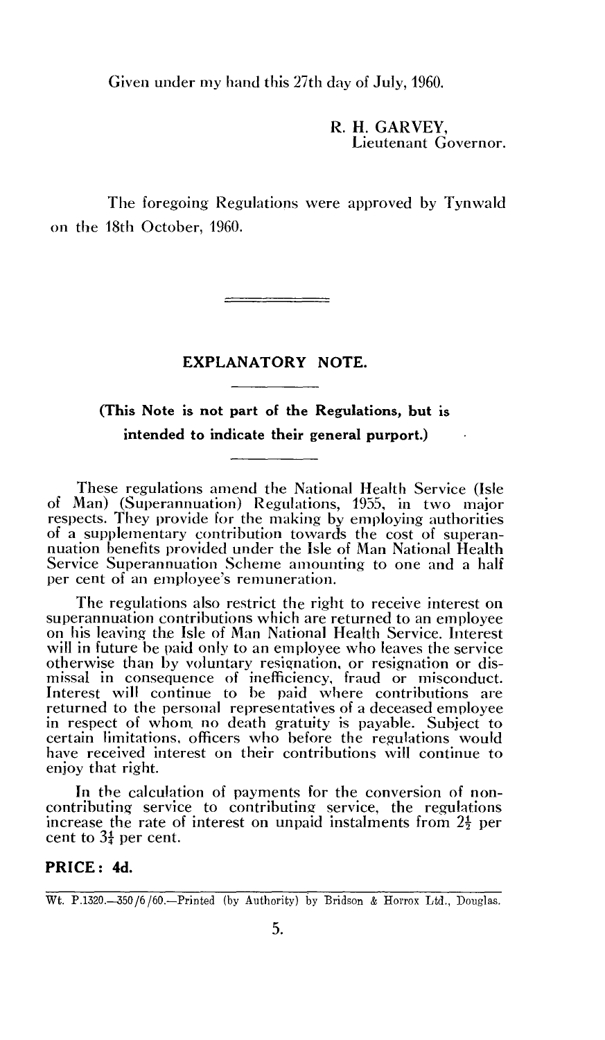Given under my hand this 27th day of July, 1960.

R. H. GARVEY,
Lieutenant Governor.

The foregoing Regulations were approved by Tynwald on the 18th October, 1960.

## EXPLANATORY NOTE.

**(This Note is not part of the Regulations, but is intended to indicate their general purport.)**

These regulations amend the National Health Service (Isle of Man) (Superannuation) Regulations, 1955, in two major respects. They provide for the making by employing authorities of a supplementary contribution towards the cost of superannuation benefits provided under the Isle of Man National Health Service Superannuation Scheme amounting to one and a half per cent of an employee's remuneration.

The regulations also restrict the right to receive interest on superannuation contributions which are returned to an employee on his leaving the Isle of Man National Health Service. Interest will in future be paid only to an employee who leaves the service otherwise than by voluntary resignation, or resignation or dismissal in consequence of inefficiency, fraud or misconduct. Interest will continue to be paid where contributions are returned to the personal representatives of a deceased employee in respect of whom no death gratuity is payable. Subject to certain limitations, officers who before the regulations would have received interest on their contributions will continue to enjoy that right.

In the calculation of payments for the conversion of non-contributing service to contributing service, the regulations increase the rate of interest on unpaid instalments from $2\frac{1}{2}$ per cent to $3\frac{1}{4}$ per cent.

**PRICE: 4d.**

Wt. P.1320.—350/6/60.—Printed (by Authority) by Bridson & Horrox Ltd., Douglas.